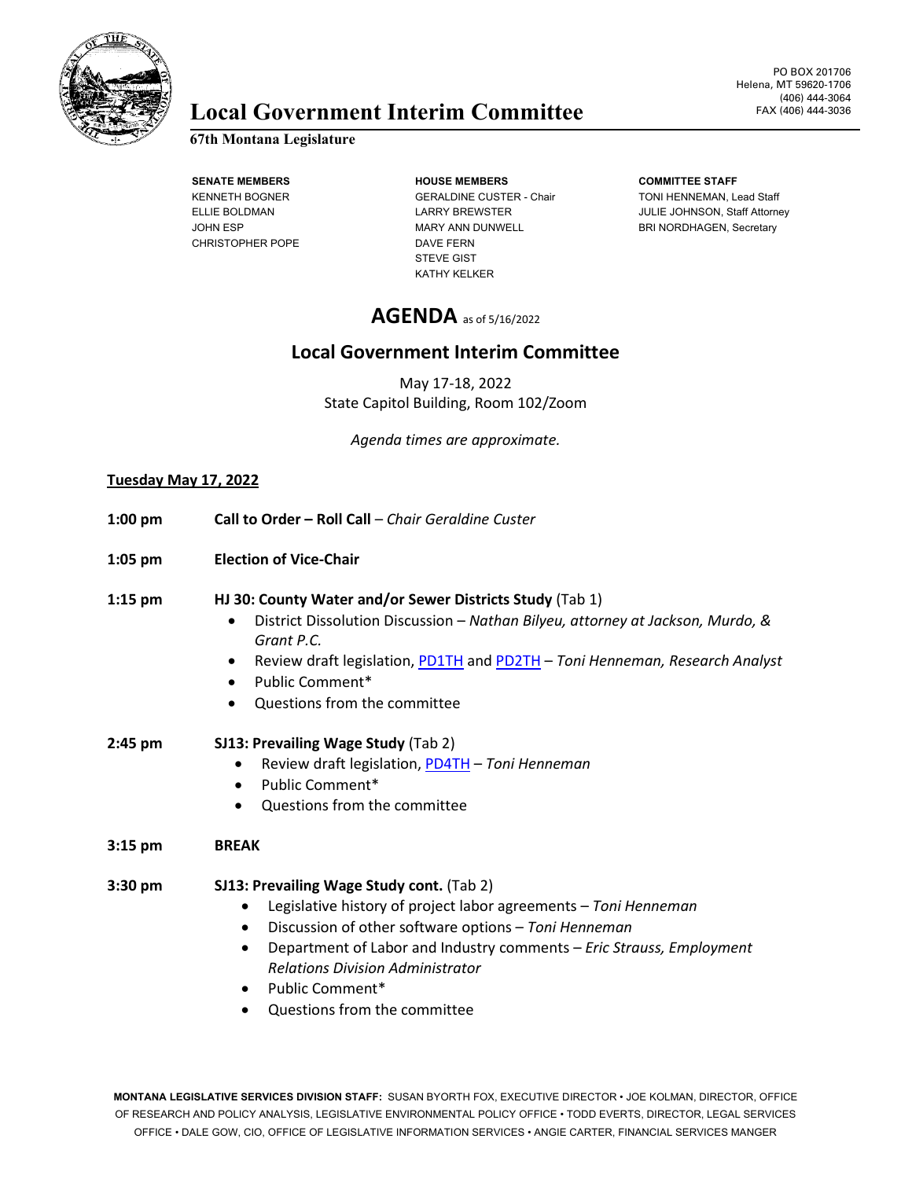# Local Government Interim Committee

**67th Montana Legislature**

PO BOX 201706
Helena, MT 59620-1706
(406) 444-3064
FAX (406) 444-3036

**SENATE MEMBERS**
KENNETH BOGNER
ELLIE BOLDMAN
JOHN ESP
CHRISTOPHER POPE

**HOUSE MEMBERS**
GERALDINE CUSTER - Chair
LARRY BREWSTER
MARY ANN DUNWELL
DAVE FERN
STEVE GIST
KATHY KELKER

**COMMITTEE STAFF**
TONI HENNEMAN, Lead Staff
JULIE JOHNSON, Staff Attorney
BRI NORDHAGEN, Secretary

## AGENDA as of 5/16/2022

## Local Government Interim Committee

May 17-18, 2022
State Capitol Building, Room 102/Zoom

*Agenda times are approximate.*

**Tuesday May 17, 2022**

**1:00 pm** **Call to Order – Roll Call** – *Chair Geraldine Custer*

**1:05 pm** **Election of Vice-Chair**

**1:15 pm** **HJ 30: County Water and/or Sewer Districts Study** (Tab 1)

- District Dissolution Discussion – *Nathan Bilyeu, attorney at Jackson, Murdo, & Grant P.C.*
- Review draft legislation, PD1TH and PD2TH – *Toni Henneman, Research Analyst*
- Public Comment*
- Questions from the committee

**2:45 pm** **SJ13: Prevailing Wage Study** (Tab 2)

- Review draft legislation, PD4TH – *Toni Henneman*
- Public Comment*
- Questions from the committee

**3:15 pm** **BREAK**

**3:30 pm** **SJ13: Prevailing Wage Study cont.** (Tab 2)

- Legislative history of project labor agreements – *Toni Henneman*
- Discussion of other software options – *Toni Henneman*
- Department of Labor and Industry comments – *Eric Strauss, Employment Relations Division Administrator*
- Public Comment*
- Questions from the committee

**MONTANA LEGISLATIVE SERVICES DIVISION STAFF:** SUSAN BYORTH FOX, EXECUTIVE DIRECTOR • JOE KOLMAN, DIRECTOR, OFFICE OF RESEARCH AND POLICY ANALYSIS, LEGISLATIVE ENVIRONMENTAL POLICY OFFICE • TODD EVERTS, DIRECTOR, LEGAL SERVICES OFFICE • DALE GOW, CIO, OFFICE OF LEGISLATIVE INFORMATION SERVICES • ANGIE CARTER, FINANCIAL SERVICES MANGER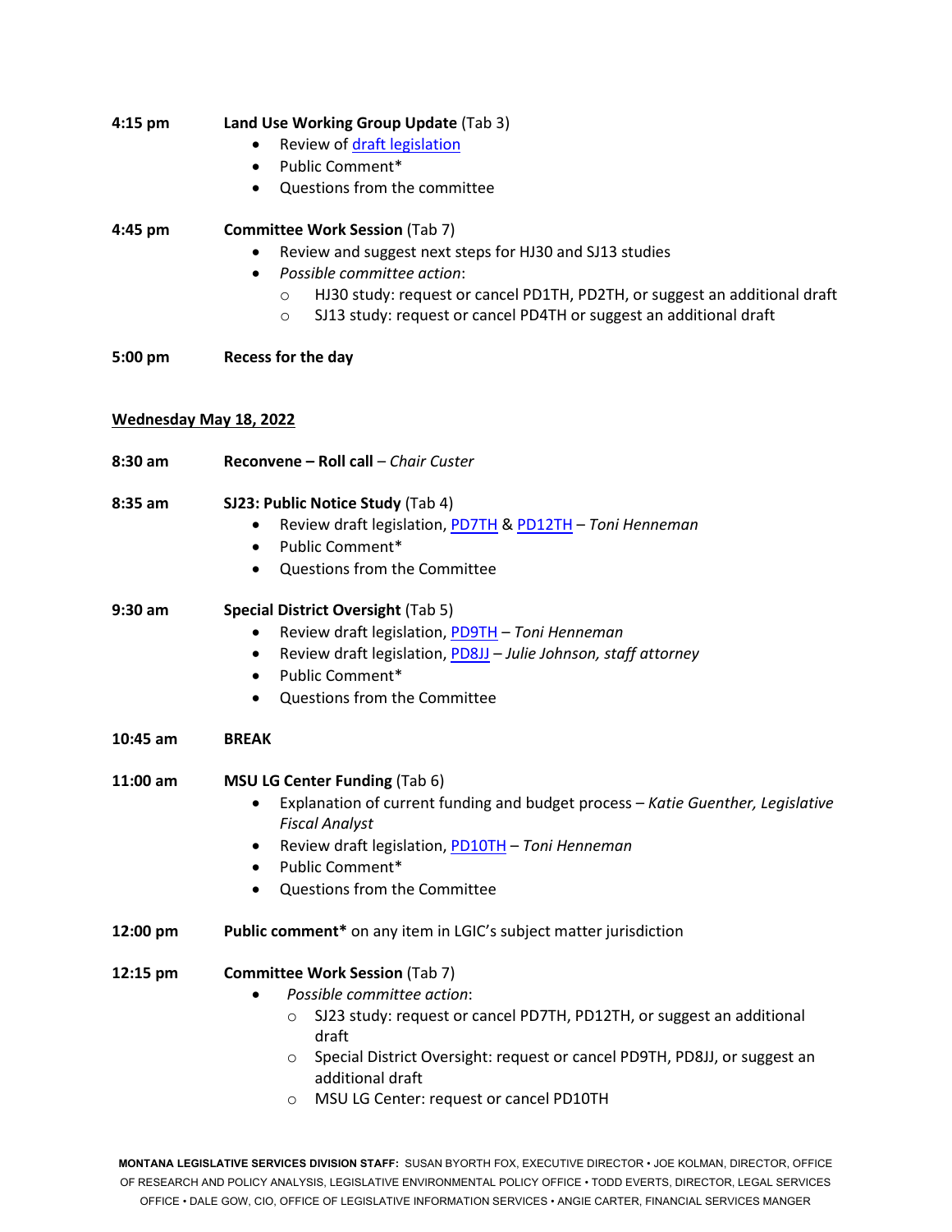**4:15 pm** **Land Use Working Group Update** (Tab 3)

- Review of draft legislation
- Public Comment*
- Questions from the committee

**4:45 pm** **Committee Work Session** (Tab 7)

- Review and suggest next steps for HJ30 and SJ13 studies
- *Possible committee action*:
  - HJ30 study: request or cancel PD1TH, PD2TH, or suggest an additional draft
  - SJ13 study: request or cancel PD4TH or suggest an additional draft

**5:00 pm** **Recess for the day**

**Wednesday May 18, 2022**

**8:30 am** **Reconvene – Roll call** – *Chair Custer*

**8:35 am** **SJ23: Public Notice Study** (Tab 4)

- Review draft legislation, PD7TH & PD12TH – *Toni Henneman*
- Public Comment*
- Questions from the Committee

**9:30 am** **Special District Oversight** (Tab 5)

- Review draft legislation, PD9TH – *Toni Henneman*
- Review draft legislation, PD8JJ – *Julie Johnson, staff attorney*
- Public Comment*
- Questions from the Committee

**10:45 am** **BREAK**

**11:00 am** **MSU LG Center Funding** (Tab 6)

- Explanation of current funding and budget process – *Katie Guenther, Legislative Fiscal Analyst*
- Review draft legislation, PD10TH – *Toni Henneman*
- Public Comment*
- Questions from the Committee

**12:00 pm** **Public comment*** on any item in LGIC's subject matter jurisdiction

**12:15 pm** **Committee Work Session** (Tab 7)

- *Possible committee action*:
  - SJ23 study: request or cancel PD7TH, PD12TH, or suggest an additional draft
  - Special District Oversight: request or cancel PD9TH, PD8JJ, or suggest an additional draft
  - MSU LG Center: request or cancel PD10TH

**MONTANA LEGISLATIVE SERVICES DIVISION STAFF:** SUSAN BYORTH FOX, EXECUTIVE DIRECTOR • JOE KOLMAN, DIRECTOR, OFFICE OF RESEARCH AND POLICY ANALYSIS, LEGISLATIVE ENVIRONMENTAL POLICY OFFICE • TODD EVERTS, DIRECTOR, LEGAL SERVICES OFFICE • DALE GOW, CIO, OFFICE OF LEGISLATIVE INFORMATION SERVICES • ANGIE CARTER, FINANCIAL SERVICES MANGER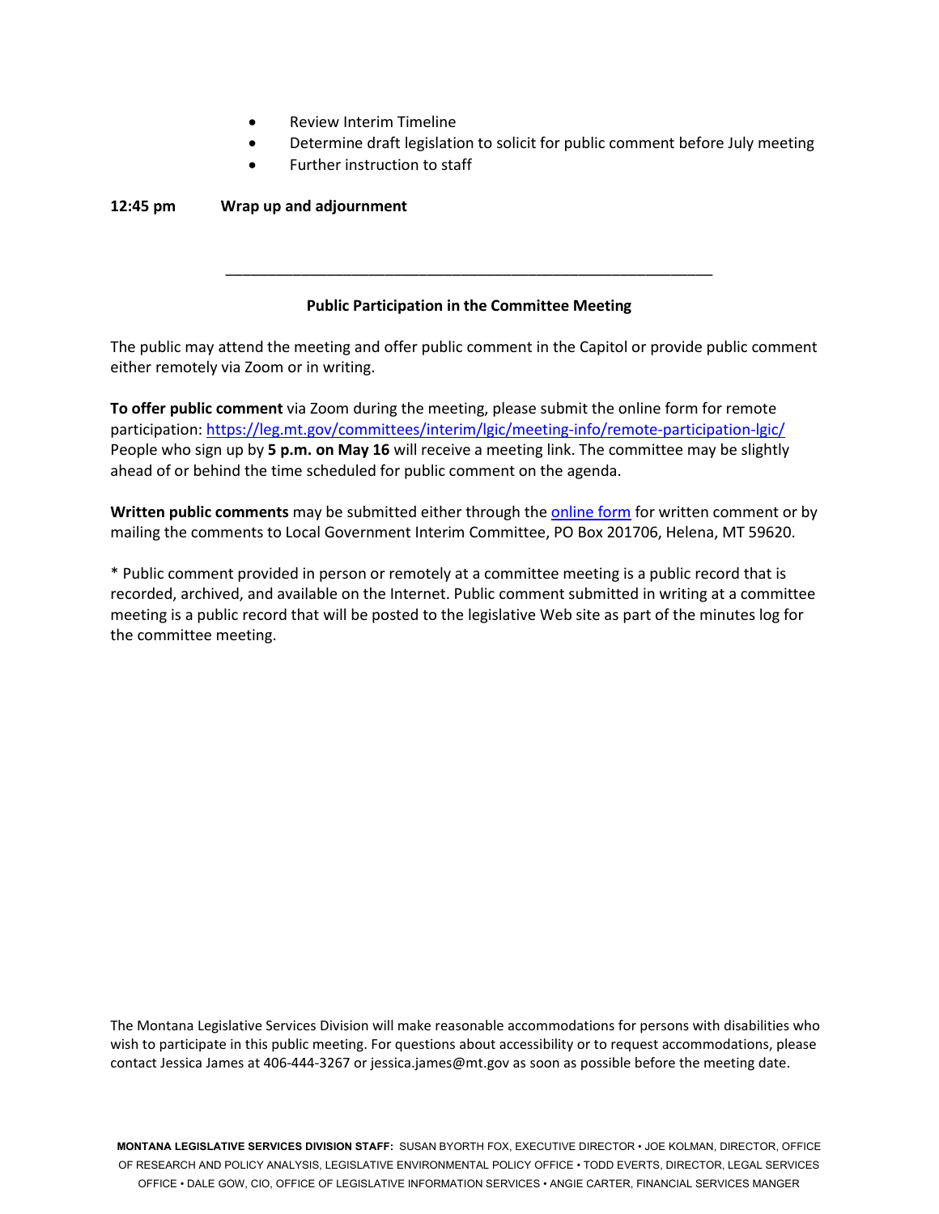- Review Interim Timeline
- Determine draft legislation to solicit for public comment before July meeting
- Further instruction to staff

**12:45 pm** **Wrap up and adjournment**

---

**Public Participation in the Committee Meeting**

The public may attend the meeting and offer public comment in the Capitol or provide public comment either remotely via Zoom or in writing.

**To offer public comment** via Zoom during the meeting, please submit the online form for remote participation: https://leg.mt.gov/committees/interim/lgic/meeting-info/remote-participation-lgic/ People who sign up by **5 p.m. on May 16** will receive a meeting link. The committee may be slightly ahead of or behind the time scheduled for public comment on the agenda.

**Written public comments** may be submitted either through the online form for written comment or by mailing the comments to Local Government Interim Committee, PO Box 201706, Helena, MT 59620.

* Public comment provided in person or remotely at a committee meeting is a public record that is recorded, archived, and available on the Internet. Public comment submitted in writing at a committee meeting is a public record that will be posted to the legislative Web site as part of the minutes log for the committee meeting.

The Montana Legislative Services Division will make reasonable accommodations for persons with disabilities who wish to participate in this public meeting. For questions about accessibility or to request accommodations, please contact Jessica James at 406-444-3267 or jessica.james@mt.gov as soon as possible before the meeting date.

**MONTANA LEGISLATIVE SERVICES DIVISION STAFF:** SUSAN BYORTH FOX, EXECUTIVE DIRECTOR • JOE KOLMAN, DIRECTOR, OFFICE OF RESEARCH AND POLICY ANALYSIS, LEGISLATIVE ENVIRONMENTAL POLICY OFFICE • TODD EVERTS, DIRECTOR, LEGAL SERVICES OFFICE • DALE GOW, CIO, OFFICE OF LEGISLATIVE INFORMATION SERVICES • ANGIE CARTER, FINANCIAL SERVICES MANGER